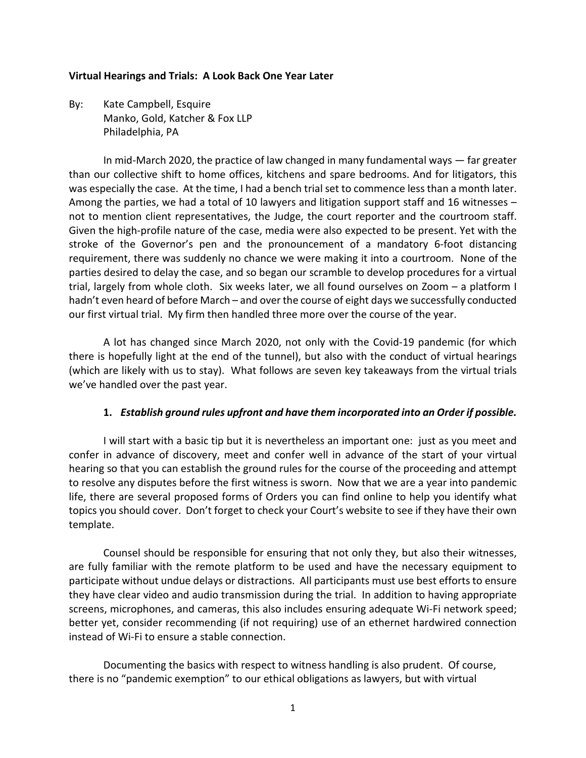**Virtual Hearings and Trials: A Look Back One Year Later**

By: Kate Campbell, Esquire
Manko, Gold, Katcher & Fox LLP
Philadelphia, PA

In mid-March 2020, the practice of law changed in many fundamental ways — far greater than our collective shift to home offices, kitchens and spare bedrooms. And for litigators, this was especially the case. At the time, I had a bench trial set to commence less than a month later. Among the parties, we had a total of 10 lawyers and litigation support staff and 16 witnesses – not to mention client representatives, the Judge, the court reporter and the courtroom staff. Given the high-profile nature of the case, media were also expected to be present. Yet with the stroke of the Governor's pen and the pronouncement of a mandatory 6-foot distancing requirement, there was suddenly no chance we were making it into a courtroom. None of the parties desired to delay the case, and so began our scramble to develop procedures for a virtual trial, largely from whole cloth. Six weeks later, we all found ourselves on Zoom – a platform I hadn't even heard of before March – and over the course of eight days we successfully conducted our first virtual trial. My firm then handled three more over the course of the year.

A lot has changed since March 2020, not only with the Covid-19 pandemic (for which there is hopefully light at the end of the tunnel), but also with the conduct of virtual hearings (which are likely with us to stay). What follows are seven key takeaways from the virtual trials we've handled over the past year.

1. ***Establish ground rules upfront and have them incorporated into an Order if possible.***

I will start with a basic tip but it is nevertheless an important one: just as you meet and confer in advance of discovery, meet and confer well in advance of the start of your virtual hearing so that you can establish the ground rules for the course of the proceeding and attempt to resolve any disputes before the first witness is sworn. Now that we are a year into pandemic life, there are several proposed forms of Orders you can find online to help you identify what topics you should cover. Don't forget to check your Court's website to see if they have their own template.

Counsel should be responsible for ensuring that not only they, but also their witnesses, are fully familiar with the remote platform to be used and have the necessary equipment to participate without undue delays or distractions. All participants must use best efforts to ensure they have clear video and audio transmission during the trial. In addition to having appropriate screens, microphones, and cameras, this also includes ensuring adequate Wi-Fi network speed; better yet, consider recommending (if not requiring) use of an ethernet hardwired connection instead of Wi-Fi to ensure a stable connection.

Documenting the basics with respect to witness handling is also prudent. Of course, there is no "pandemic exemption" to our ethical obligations as lawyers, but with virtual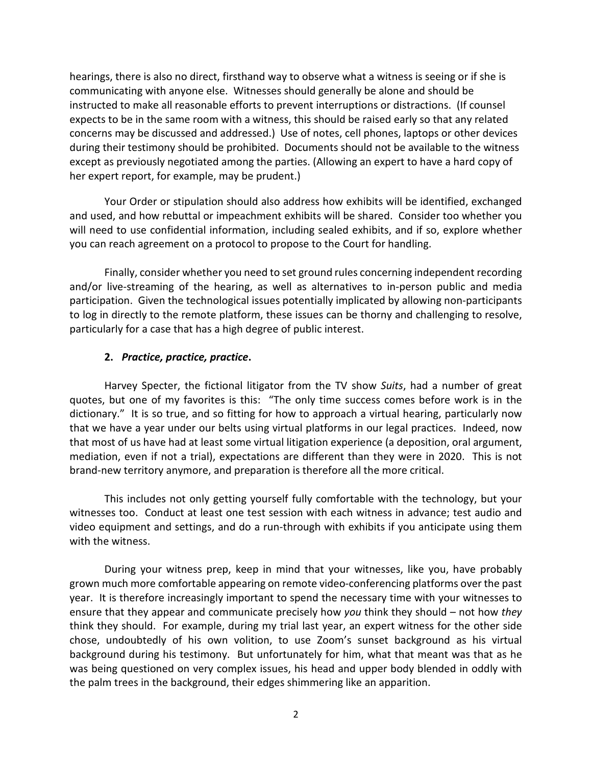hearings, there is also no direct, firsthand way to observe what a witness is seeing or if she is communicating with anyone else. Witnesses should generally be alone and should be instructed to make all reasonable efforts to prevent interruptions or distractions. (If counsel expects to be in the same room with a witness, this should be raised early so that any related concerns may be discussed and addressed.) Use of notes, cell phones, laptops or other devices during their testimony should be prohibited. Documents should not be available to the witness except as previously negotiated among the parties. (Allowing an expert to have a hard copy of her expert report, for example, may be prudent.)

Your Order or stipulation should also address how exhibits will be identified, exchanged and used, and how rebuttal or impeachment exhibits will be shared. Consider too whether you will need to use confidential information, including sealed exhibits, and if so, explore whether you can reach agreement on a protocol to propose to the Court for handling.

Finally, consider whether you need to set ground rules concerning independent recording and/or live-streaming of the hearing, as well as alternatives to in-person public and media participation. Given the technological issues potentially implicated by allowing non-participants to log in directly to the remote platform, these issues can be thorny and challenging to resolve, particularly for a case that has a high degree of public interest.

**2. *Practice, practice, practice*.**

Harvey Specter, the fictional litigator from the TV show *Suits*, had a number of great quotes, but one of my favorites is this: "The only time success comes before work is in the dictionary." It is so true, and so fitting for how to approach a virtual hearing, particularly now that we have a year under our belts using virtual platforms in our legal practices. Indeed, now that most of us have had at least some virtual litigation experience (a deposition, oral argument, mediation, even if not a trial), expectations are different than they were in 2020. This is not brand-new territory anymore, and preparation is therefore all the more critical.

This includes not only getting yourself fully comfortable with the technology, but your witnesses too. Conduct at least one test session with each witness in advance; test audio and video equipment and settings, and do a run-through with exhibits if you anticipate using them with the witness.

During your witness prep, keep in mind that your witnesses, like you, have probably grown much more comfortable appearing on remote video-conferencing platforms over the past year. It is therefore increasingly important to spend the necessary time with your witnesses to ensure that they appear and communicate precisely how *you* think they should – not how *they* think they should. For example, during my trial last year, an expert witness for the other side chose, undoubtedly of his own volition, to use Zoom's sunset background as his virtual background during his testimony. But unfortunately for him, what that meant was that as he was being questioned on very complex issues, his head and upper body blended in oddly with the palm trees in the background, their edges shimmering like an apparition.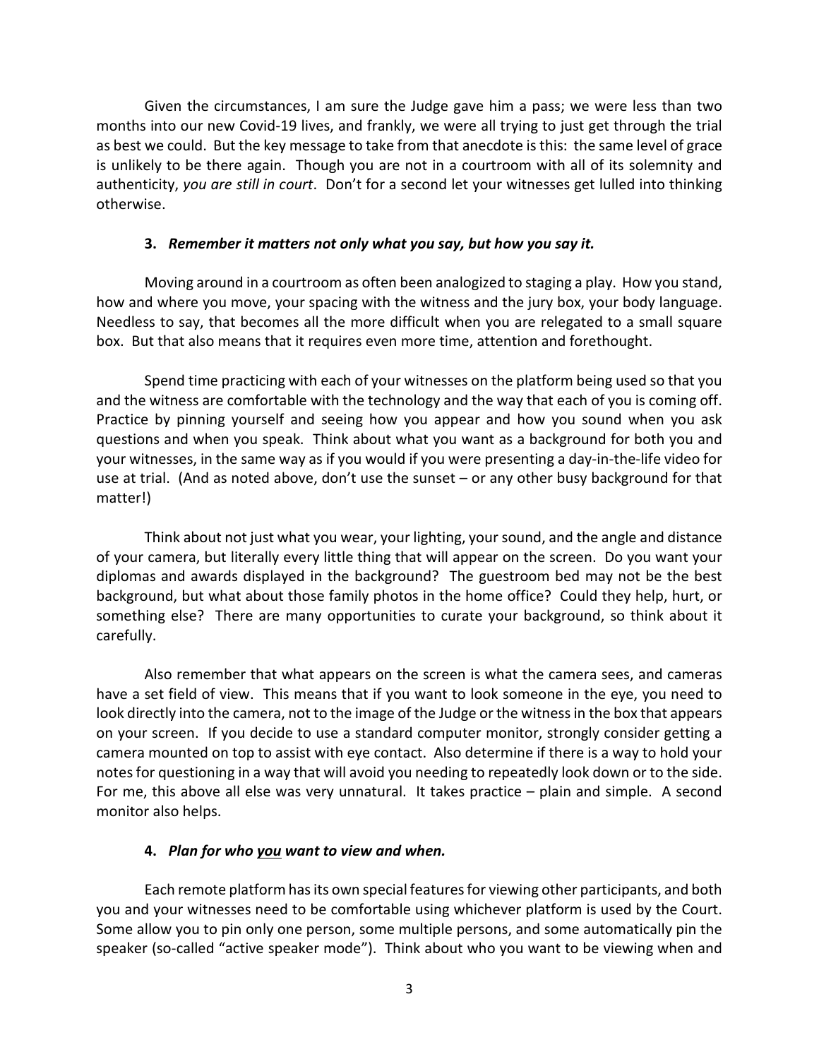Given the circumstances, I am sure the Judge gave him a pass; we were less than two months into our new Covid-19 lives, and frankly, we were all trying to just get through the trial as best we could. But the key message to take from that anecdote is this: the same level of grace is unlikely to be there again. Though you are not in a courtroom with all of its solemnity and authenticity, *you are still in court*. Don't for a second let your witnesses get lulled into thinking otherwise.

### 3. *Remember it matters not only what you say, but how you say it.*

Moving around in a courtroom as often been analogized to staging a play. How you stand, how and where you move, your spacing with the witness and the jury box, your body language. Needless to say, that becomes all the more difficult when you are relegated to a small square box. But that also means that it requires even more time, attention and forethought.

Spend time practicing with each of your witnesses on the platform being used so that you and the witness are comfortable with the technology and the way that each of you is coming off. Practice by pinning yourself and seeing how you appear and how you sound when you ask questions and when you speak. Think about what you want as a background for both you and your witnesses, in the same way as if you would if you were presenting a day-in-the-life video for use at trial. (And as noted above, don't use the sunset – or any other busy background for that matter!)

Think about not just what you wear, your lighting, your sound, and the angle and distance of your camera, but literally every little thing that will appear on the screen. Do you want your diplomas and awards displayed in the background? The guestroom bed may not be the best background, but what about those family photos in the home office? Could they help, hurt, or something else? There are many opportunities to curate your background, so think about it carefully.

Also remember that what appears on the screen is what the camera sees, and cameras have a set field of view. This means that if you want to look someone in the eye, you need to look directly into the camera, not to the image of the Judge or the witness in the box that appears on your screen. If you decide to use a standard computer monitor, strongly consider getting a camera mounted on top to assist with eye contact. Also determine if there is a way to hold your notes for questioning in a way that will avoid you needing to repeatedly look down or to the side. For me, this above all else was very unnatural. It takes practice – plain and simple. A second monitor also helps.

### 4. *Plan for who you want to view and when.*

Each remote platform has its own special features for viewing other participants, and both you and your witnesses need to be comfortable using whichever platform is used by the Court. Some allow you to pin only one person, some multiple persons, and some automatically pin the speaker (so-called "active speaker mode"). Think about who you want to be viewing when and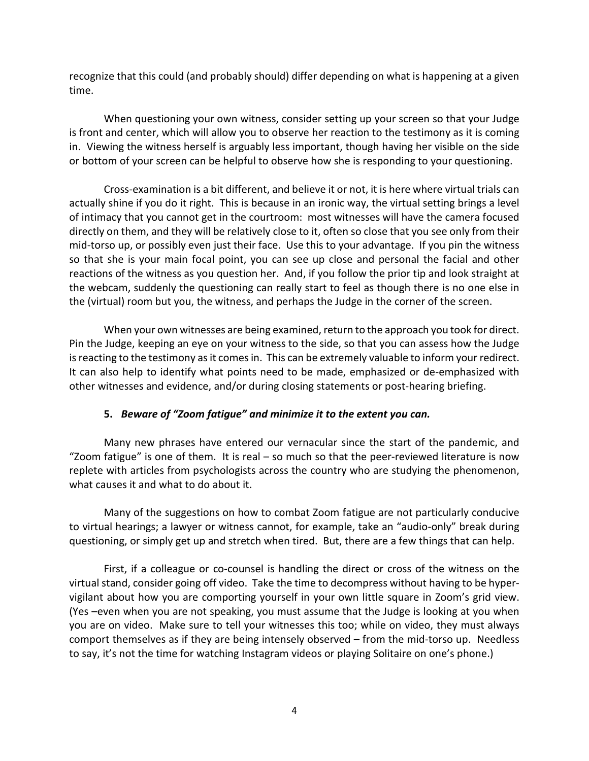recognize that this could (and probably should) differ depending on what is happening at a given time.

When questioning your own witness, consider setting up your screen so that your Judge is front and center, which will allow you to observe her reaction to the testimony as it is coming in. Viewing the witness herself is arguably less important, though having her visible on the side or bottom of your screen can be helpful to observe how she is responding to your questioning.

Cross-examination is a bit different, and believe it or not, it is here where virtual trials can actually shine if you do it right. This is because in an ironic way, the virtual setting brings a level of intimacy that you cannot get in the courtroom: most witnesses will have the camera focused directly on them, and they will be relatively close to it, often so close that you see only from their mid-torso up, or possibly even just their face. Use this to your advantage. If you pin the witness so that she is your main focal point, you can see up close and personal the facial and other reactions of the witness as you question her. And, if you follow the prior tip and look straight at the webcam, suddenly the questioning can really start to feel as though there is no one else in the (virtual) room but you, the witness, and perhaps the Judge in the corner of the screen.

When your own witnesses are being examined, return to the approach you took for direct. Pin the Judge, keeping an eye on your witness to the side, so that you can assess how the Judge is reacting to the testimony as it comes in. This can be extremely valuable to inform your redirect. It can also help to identify what points need to be made, emphasized or de-emphasized with other witnesses and evidence, and/or during closing statements or post-hearing briefing.

**5.** ***Beware of "Zoom fatigue" and minimize it to the extent you can.***

Many new phrases have entered our vernacular since the start of the pandemic, and "Zoom fatigue" is one of them. It is real – so much so that the peer-reviewed literature is now replete with articles from psychologists across the country who are studying the phenomenon, what causes it and what to do about it.

Many of the suggestions on how to combat Zoom fatigue are not particularly conducive to virtual hearings; a lawyer or witness cannot, for example, take an "audio-only" break during questioning, or simply get up and stretch when tired. But, there are a few things that can help.

First, if a colleague or co-counsel is handling the direct or cross of the witness on the virtual stand, consider going off video. Take the time to decompress without having to be hyper-vigilant about how you are comporting yourself in your own little square in Zoom's grid view. (Yes –even when you are not speaking, you must assume that the Judge is looking at you when you are on video. Make sure to tell your witnesses this too; while on video, they must always comport themselves as if they are being intensely observed – from the mid-torso up. Needless to say, it's not the time for watching Instagram videos or playing Solitaire on one's phone.)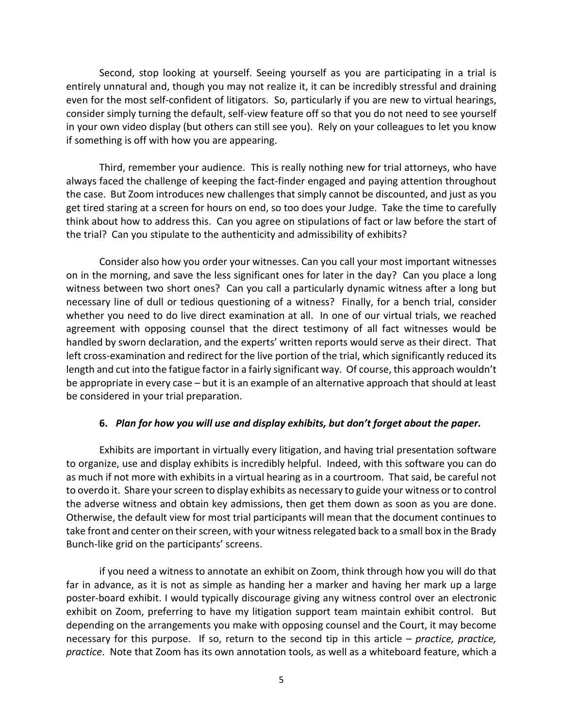Second, stop looking at yourself. Seeing yourself as you are participating in a trial is entirely unnatural and, though you may not realize it, it can be incredibly stressful and draining even for the most self-confident of litigators. So, particularly if you are new to virtual hearings, consider simply turning the default, self-view feature off so that you do not need to see yourself in your own video display (but others can still see you). Rely on your colleagues to let you know if something is off with how you are appearing.

Third, remember your audience. This is really nothing new for trial attorneys, who have always faced the challenge of keeping the fact-finder engaged and paying attention throughout the case. But Zoom introduces new challenges that simply cannot be discounted, and just as you get tired staring at a screen for hours on end, so too does your Judge. Take the time to carefully think about how to address this. Can you agree on stipulations of fact or law before the start of the trial? Can you stipulate to the authenticity and admissibility of exhibits?

Consider also how you order your witnesses. Can you call your most important witnesses on in the morning, and save the less significant ones for later in the day? Can you place a long witness between two short ones? Can you call a particularly dynamic witness after a long but necessary line of dull or tedious questioning of a witness? Finally, for a bench trial, consider whether you need to do live direct examination at all. In one of our virtual trials, we reached agreement with opposing counsel that the direct testimony of all fact witnesses would be handled by sworn declaration, and the experts' written reports would serve as their direct. That left cross-examination and redirect for the live portion of the trial, which significantly reduced its length and cut into the fatigue factor in a fairly significant way. Of course, this approach wouldn't be appropriate in every case – but it is an example of an alternative approach that should at least be considered in your trial preparation.

### 6. *Plan for how you will use and display exhibits, but don't forget about the paper.*

Exhibits are important in virtually every litigation, and having trial presentation software to organize, use and display exhibits is incredibly helpful. Indeed, with this software you can do as much if not more with exhibits in a virtual hearing as in a courtroom. That said, be careful not to overdo it. Share your screen to display exhibits as necessary to guide your witness or to control the adverse witness and obtain key admissions, then get them down as soon as you are done. Otherwise, the default view for most trial participants will mean that the document continues to take front and center on their screen, with your witness relegated back to a small box in the Brady Bunch-like grid on the participants' screens.

if you need a witness to annotate an exhibit on Zoom, think through how you will do that far in advance, as it is not as simple as handing her a marker and having her mark up a large poster-board exhibit. I would typically discourage giving any witness control over an electronic exhibit on Zoom, preferring to have my litigation support team maintain exhibit control. But depending on the arrangements you make with opposing counsel and the Court, it may become necessary for this purpose. If so, return to the second tip in this article – *practice, practice, practice*. Note that Zoom has its own annotation tools, as well as a whiteboard feature, which a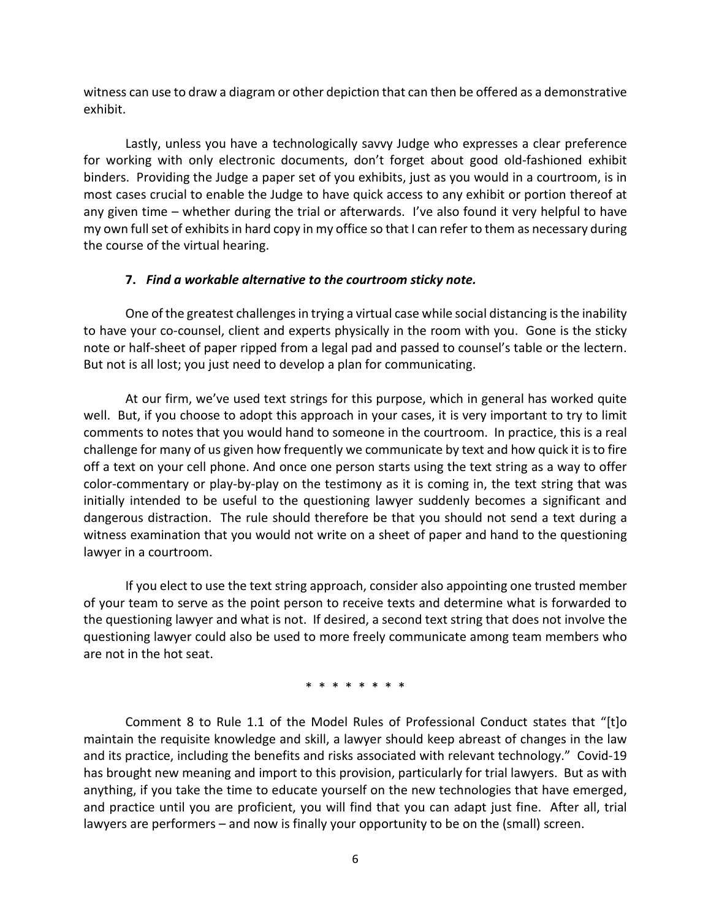witness can use to draw a diagram or other depiction that can then be offered as a demonstrative exhibit.

Lastly, unless you have a technologically savvy Judge who expresses a clear preference for working with only electronic documents, don't forget about good old-fashioned exhibit binders. Providing the Judge a paper set of you exhibits, just as you would in a courtroom, is in most cases crucial to enable the Judge to have quick access to any exhibit or portion thereof at any given time – whether during the trial or afterwards. I've also found it very helpful to have my own full set of exhibits in hard copy in my office so that I can refer to them as necessary during the course of the virtual hearing.

**7. *Find a workable alternative to the courtroom sticky note.***

One of the greatest challenges in trying a virtual case while social distancing is the inability to have your co-counsel, client and experts physically in the room with you. Gone is the sticky note or half-sheet of paper ripped from a legal pad and passed to counsel's table or the lectern. But not is all lost; you just need to develop a plan for communicating.

At our firm, we've used text strings for this purpose, which in general has worked quite well. But, if you choose to adopt this approach in your cases, it is very important to try to limit comments to notes that you would hand to someone in the courtroom. In practice, this is a real challenge for many of us given how frequently we communicate by text and how quick it is to fire off a text on your cell phone. And once one person starts using the text string as a way to offer color-commentary or play-by-play on the testimony as it is coming in, the text string that was initially intended to be useful to the questioning lawyer suddenly becomes a significant and dangerous distraction. The rule should therefore be that you should not send a text during a witness examination that you would not write on a sheet of paper and hand to the questioning lawyer in a courtroom.

If you elect to use the text string approach, consider also appointing one trusted member of your team to serve as the point person to receive texts and determine what is forwarded to the questioning lawyer and what is not. If desired, a second text string that does not involve the questioning lawyer could also be used to more freely communicate among team members who are not in the hot seat.

\* \* \* \* \* \* \* \*

Comment 8 to Rule 1.1 of the Model Rules of Professional Conduct states that "[t]o maintain the requisite knowledge and skill, a lawyer should keep abreast of changes in the law and its practice, including the benefits and risks associated with relevant technology." Covid-19 has brought new meaning and import to this provision, particularly for trial lawyers. But as with anything, if you take the time to educate yourself on the new technologies that have emerged, and practice until you are proficient, you will find that you can adapt just fine. After all, trial lawyers are performers – and now is finally your opportunity to be on the (small) screen.